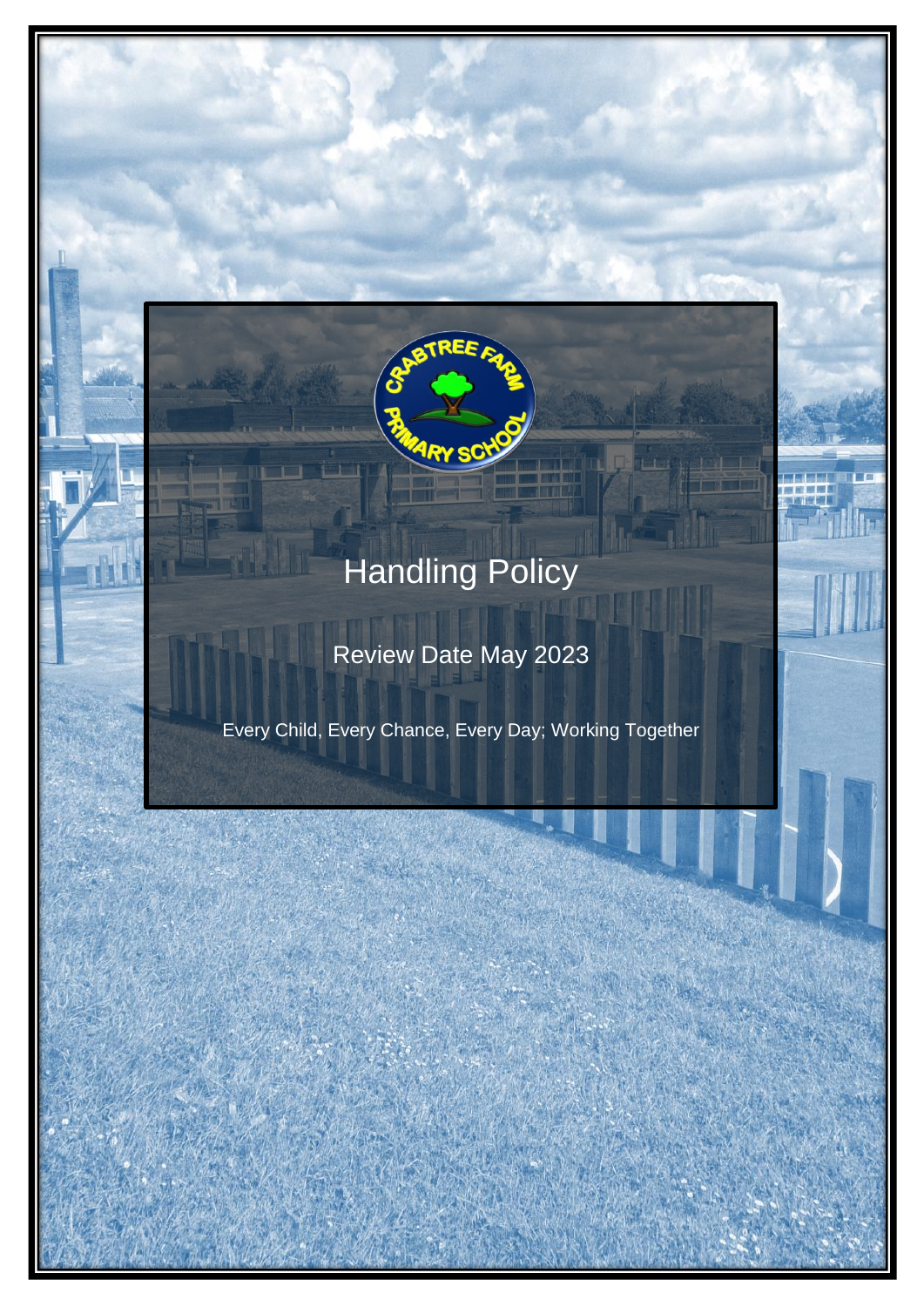# Handling Policy

Review Date May 2023

Every Child, Every Chance, Every Day; Working Together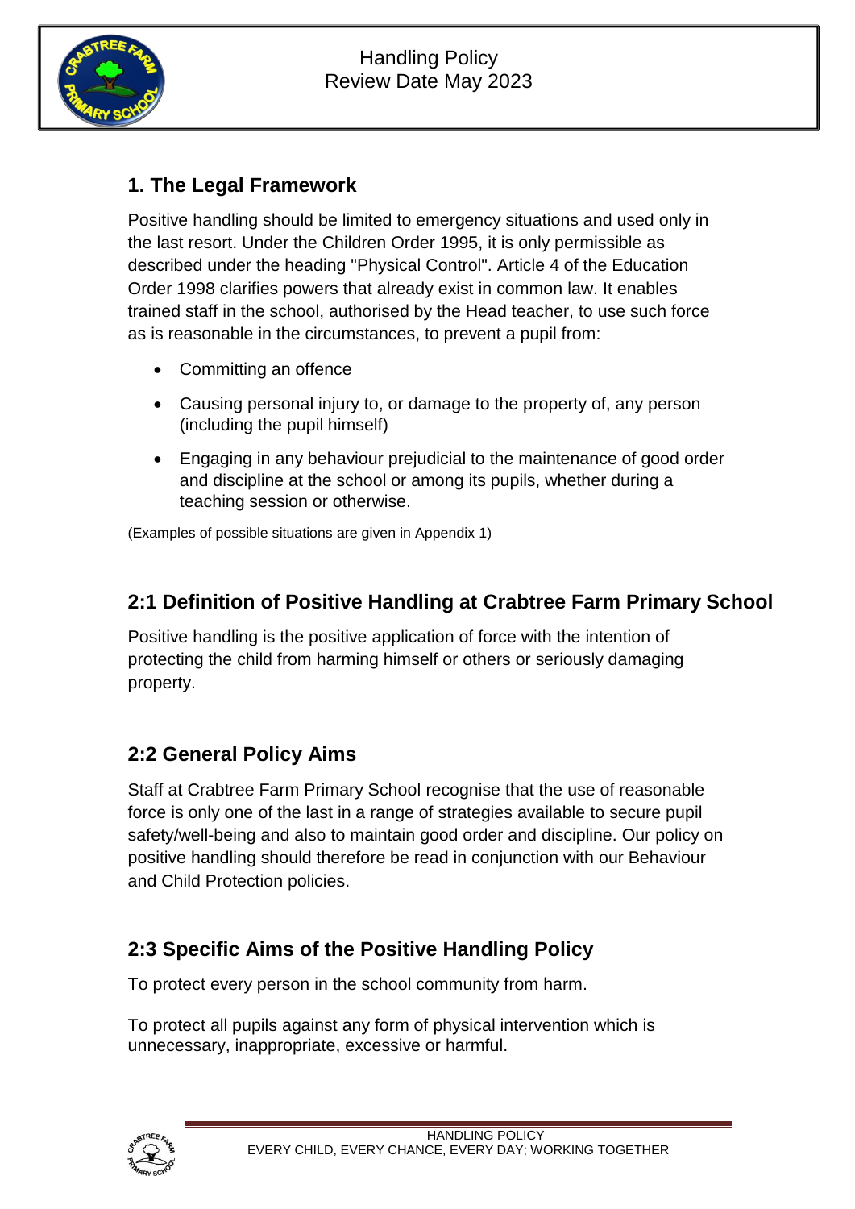## 1. The Legal Framework

Positive handling should be limited to emergency situations and used only in the last resort. Under the Children Order 1995, it is only permissible as described under the heading "Physical Control". Article 4 of the Education Order 1998 clarifies powers that already exist in common law. It enables trained staff in the school, authorised by the Head teacher, to use such force as is reasonable in the circumstances, to prevent a pupil from:

- Committing an offence
- Causing personal injury to, or damage to the property of, any person (including the pupil himself)
- Engaging in any behaviour prejudicial to the maintenance of good order and discipline at the school or among its pupils, whether during a teaching session or otherwise.

(Examples of possible situations are given in Appendix 1)

## 2:1 Definition of Positive Handling at Crabtree Farm Primary School

Positive handling is the positive application of force with the intention of protecting the child from harming himself or others or seriously damaging property.

## 2:2 General Policy Aims

Staff at Crabtree Farm Primary School recognise that the use of reasonable force is only one of the last in a range of strategies available to secure pupil safety/well-being and also to maintain good order and discipline. Our policy on positive handling should therefore be read in conjunction with our Behaviour and Child Protection policies.

## 2:3 Specific Aims of the Positive Handling Policy

To protect every person in the school community from harm.

To protect all pupils against any form of physical intervention which is unnecessary, inappropriate, excessive or harmful.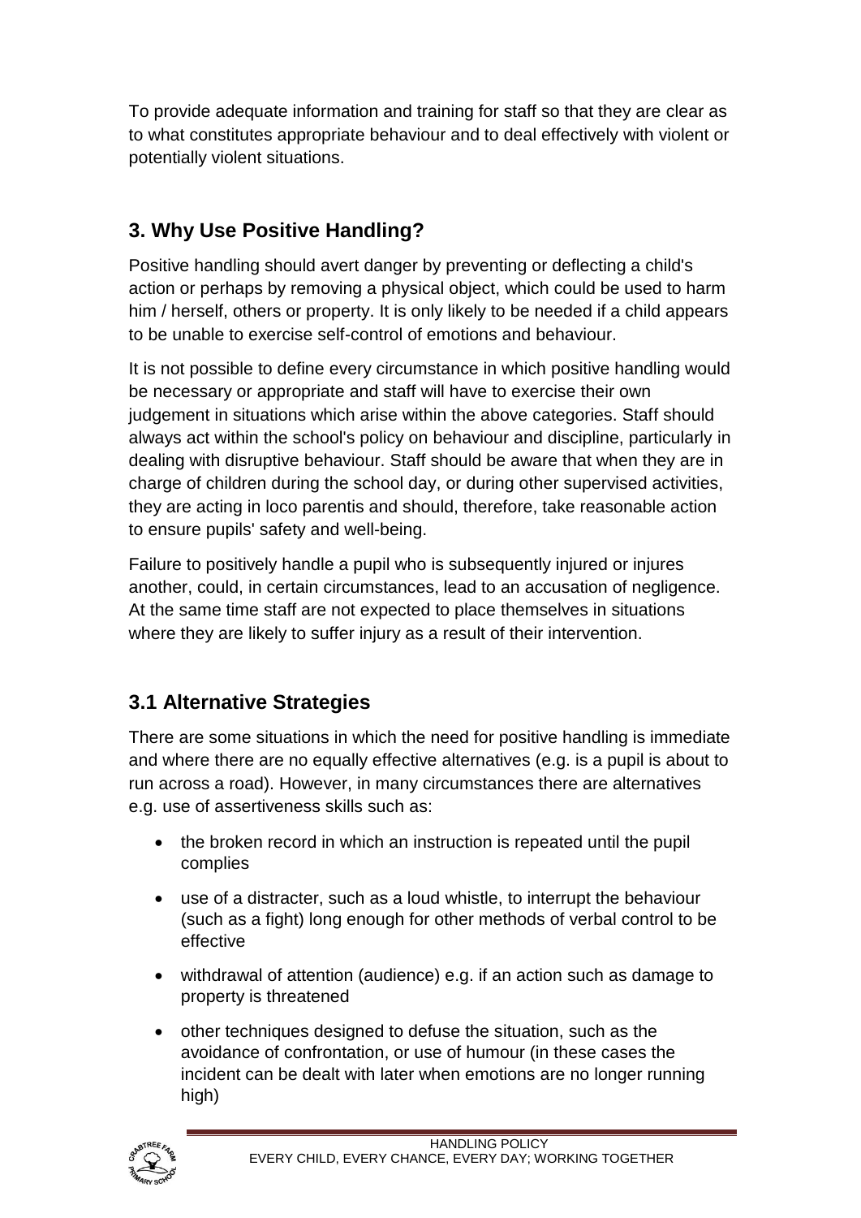To provide adequate information and training for staff so that they are clear as to what constitutes appropriate behaviour and to deal effectively with violent or potentially violent situations.

## 3. Why Use Positive Handling?

Positive handling should avert danger by preventing or deflecting a child's action or perhaps by removing a physical object, which could be used to harm him / herself, others or property. It is only likely to be needed if a child appears to be unable to exercise self-control of emotions and behaviour.

It is not possible to define every circumstance in which positive handling would be necessary or appropriate and staff will have to exercise their own judgement in situations which arise within the above categories. Staff should always act within the school's policy on behaviour and discipline, particularly in dealing with disruptive behaviour. Staff should be aware that when they are in charge of children during the school day, or during other supervised activities, they are acting in loco parentis and should, therefore, take reasonable action to ensure pupils' safety and well-being.

Failure to positively handle a pupil who is subsequently injured or injures another, could, in certain circumstances, lead to an accusation of negligence. At the same time staff are not expected to place themselves in situations where they are likely to suffer injury as a result of their intervention.

## 3.1 Alternative Strategies

There are some situations in which the need for positive handling is immediate and where there are no equally effective alternatives (e.g. is a pupil is about to run across a road). However, in many circumstances there are alternatives e.g. use of assertiveness skills such as:

- the broken record in which an instruction is repeated until the pupil complies
- use of a distracter, such as a loud whistle, to interrupt the behaviour (such as a fight) long enough for other methods of verbal control to be effective
- withdrawal of attention (audience) e.g. if an action such as damage to property is threatened
- other techniques designed to defuse the situation, such as the avoidance of confrontation, or use of humour (in these cases the incident can be dealt with later when emotions are no longer running high)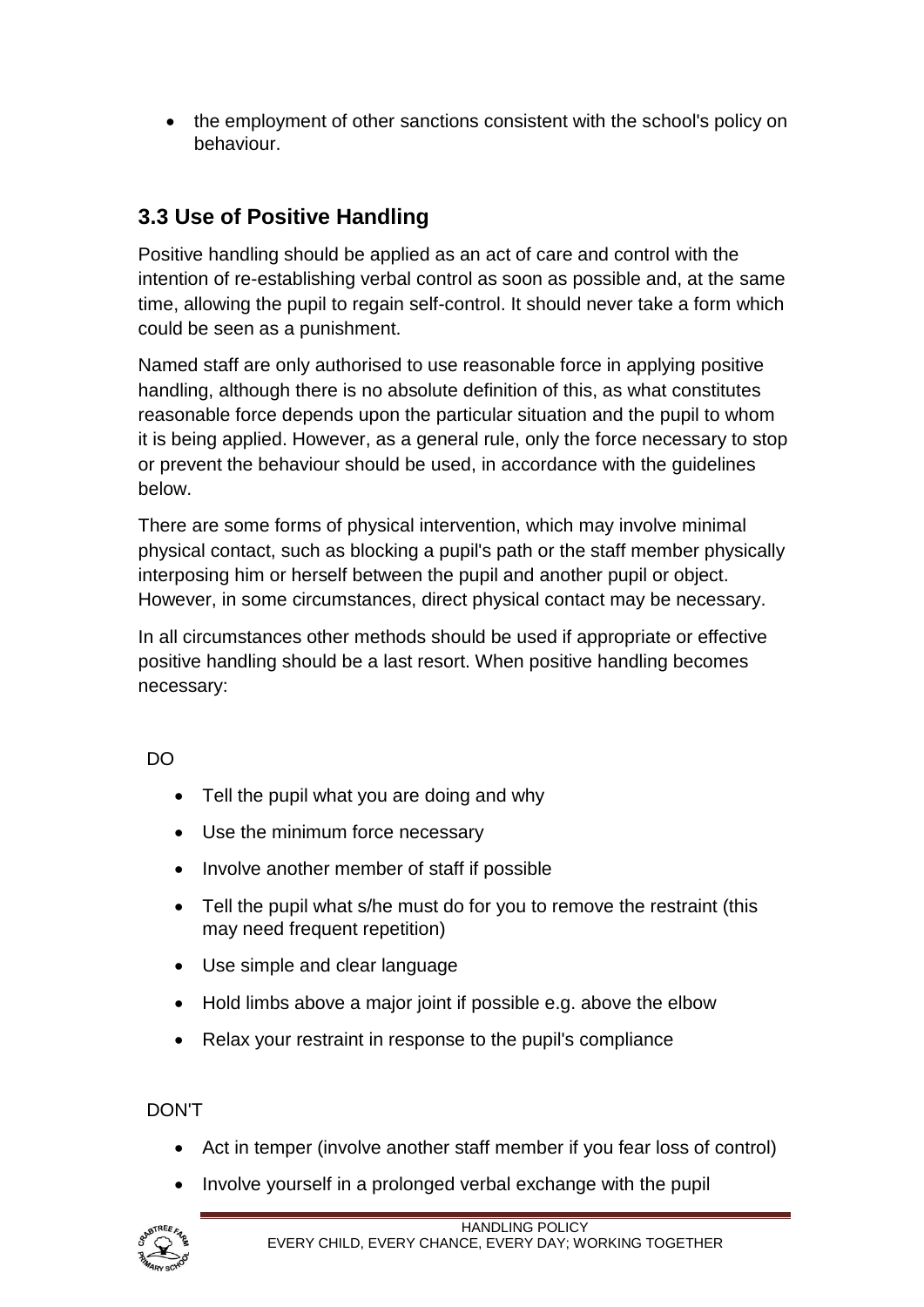- the employment of other sanctions consistent with the school's policy on behaviour.

## 3.3 Use of Positive Handling

Positive handling should be applied as an act of care and control with the intention of re-establishing verbal control as soon as possible and, at the same time, allowing the pupil to regain self-control. It should never take a form which could be seen as a punishment.

Named staff are only authorised to use reasonable force in applying positive handling, although there is no absolute definition of this, as what constitutes reasonable force depends upon the particular situation and the pupil to whom it is being applied. However, as a general rule, only the force necessary to stop or prevent the behaviour should be used, in accordance with the guidelines below.

There are some forms of physical intervention, which may involve minimal physical contact, such as blocking a pupil's path or the staff member physically interposing him or herself between the pupil and another pupil or object. However, in some circumstances, direct physical contact may be necessary.

In all circumstances other methods should be used if appropriate or effective positive handling should be a last resort. When positive handling becomes necessary:

DO

- Tell the pupil what you are doing and why
- Use the minimum force necessary
- Involve another member of staff if possible
- Tell the pupil what s/he must do for you to remove the restraint (this may need frequent repetition)
- Use simple and clear language
- Hold limbs above a major joint if possible e.g. above the elbow
- Relax your restraint in response to the pupil's compliance

DON'T

- Act in temper (involve another staff member if you fear loss of control)
- Involve yourself in a prolonged verbal exchange with the pupil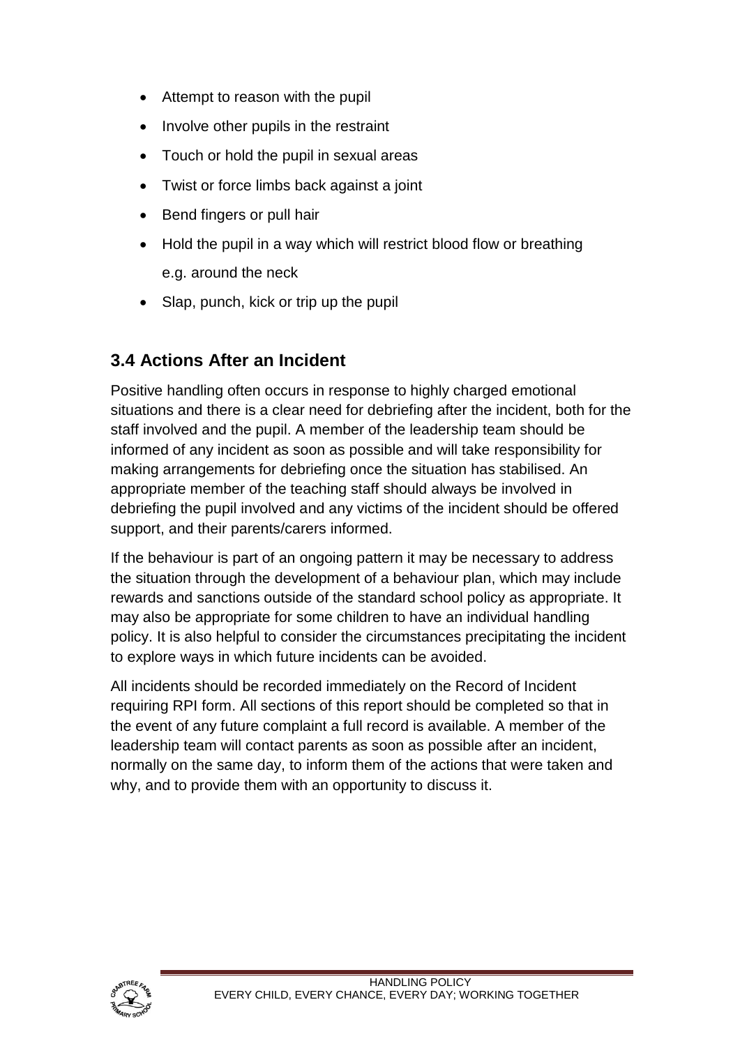- Attempt to reason with the pupil
- Involve other pupils in the restraint
- Touch or hold the pupil in sexual areas
- Twist or force limbs back against a joint
- Bend fingers or pull hair
- Hold the pupil in a way which will restrict blood flow or breathing e.g. around the neck
- Slap, punch, kick or trip up the pupil

## 3.4 Actions After an Incident

Positive handling often occurs in response to highly charged emotional situations and there is a clear need for debriefing after the incident, both for the staff involved and the pupil. A member of the leadership team should be informed of any incident as soon as possible and will take responsibility for making arrangements for debriefing once the situation has stabilised. An appropriate member of the teaching staff should always be involved in debriefing the pupil involved and any victims of the incident should be offered support, and their parents/carers informed.

If the behaviour is part of an ongoing pattern it may be necessary to address the situation through the development of a behaviour plan, which may include rewards and sanctions outside of the standard school policy as appropriate. It may also be appropriate for some children to have an individual handling policy. It is also helpful to consider the circumstances precipitating the incident to explore ways in which future incidents can be avoided.

All incidents should be recorded immediately on the Record of Incident requiring RPI form. All sections of this report should be completed so that in the event of any future complaint a full record is available. A member of the leadership team will contact parents as soon as possible after an incident, normally on the same day, to inform them of the actions that were taken and why, and to provide them with an opportunity to discuss it.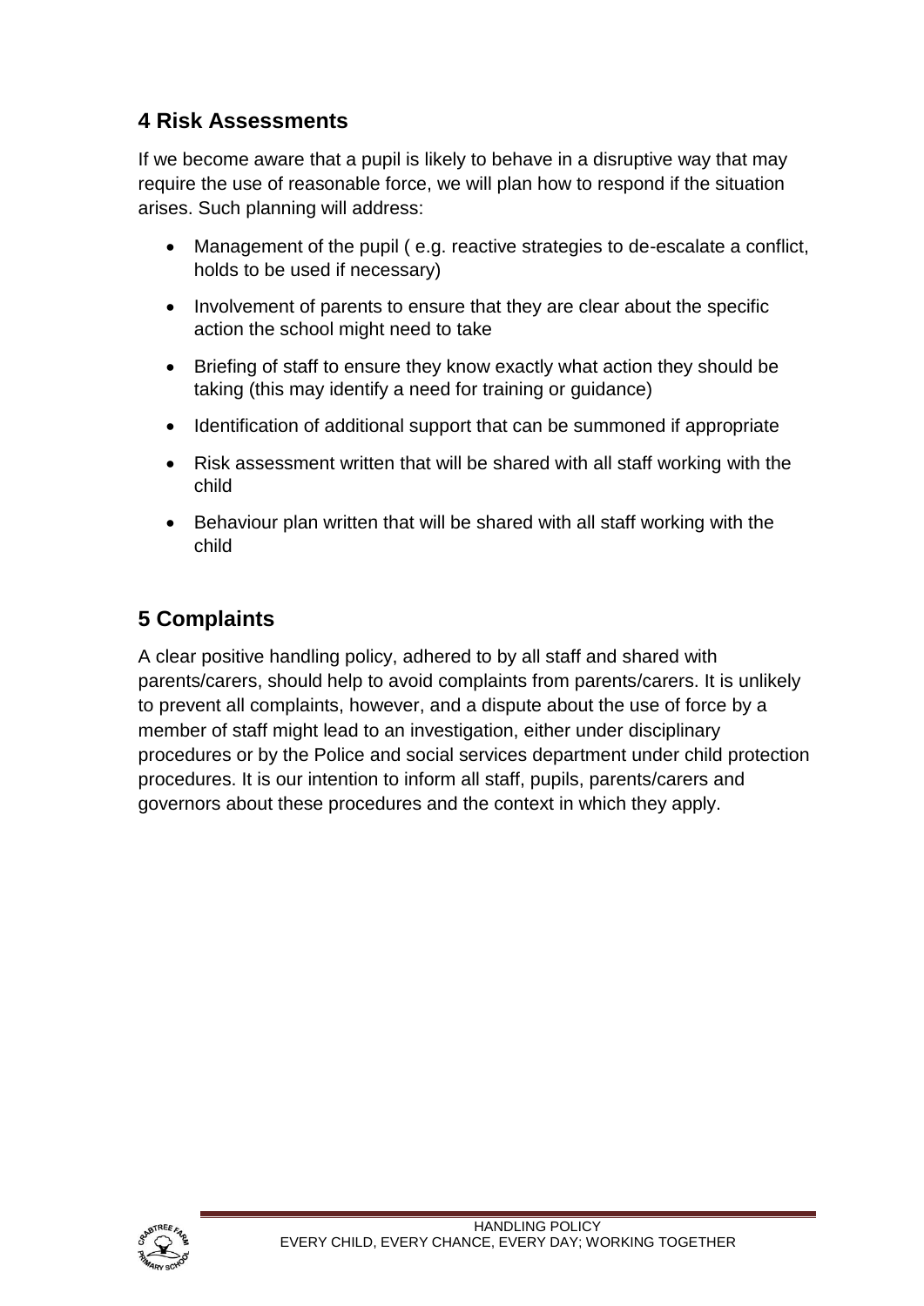## 4 Risk Assessments

If we become aware that a pupil is likely to behave in a disruptive way that may require the use of reasonable force, we will plan how to respond if the situation arises. Such planning will address:

- Management of the pupil ( e.g. reactive strategies to de-escalate a conflict, holds to be used if necessary)
- Involvement of parents to ensure that they are clear about the specific action the school might need to take
- Briefing of staff to ensure they know exactly what action they should be taking (this may identify a need for training or guidance)
- Identification of additional support that can be summoned if appropriate
- Risk assessment written that will be shared with all staff working with the child
- Behaviour plan written that will be shared with all staff working with the child

## 5 Complaints

A clear positive handling policy, adhered to by all staff and shared with parents/carers, should help to avoid complaints from parents/carers. It is unlikely to prevent all complaints, however, and a dispute about the use of force by a member of staff might lead to an investigation, either under disciplinary procedures or by the Police and social services department under child protection procedures. It is our intention to inform all staff, pupils, parents/carers and governors about these procedures and the context in which they apply.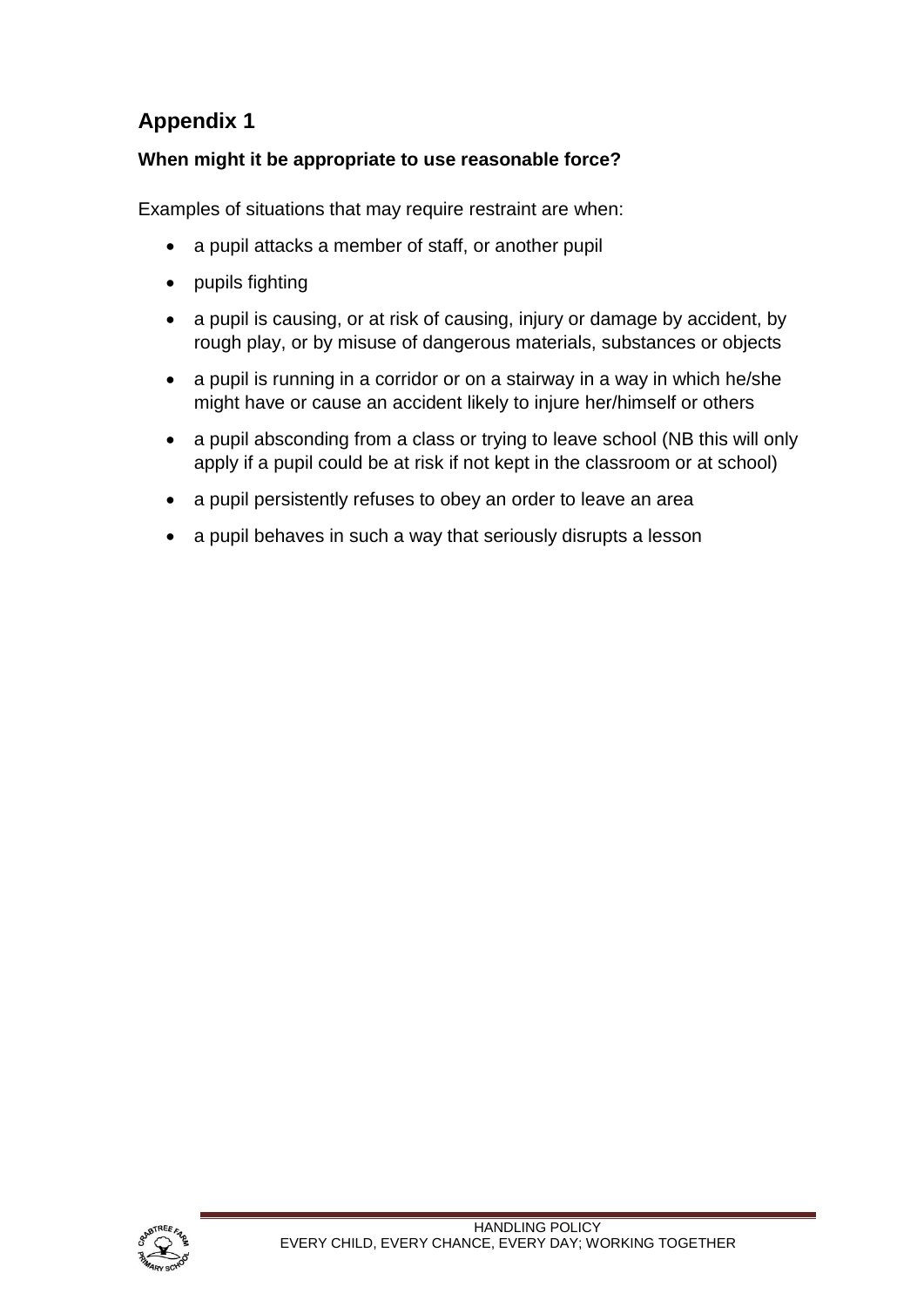## Appendix 1

**When might it be appropriate to use reasonable force?**

Examples of situations that may require restraint are when:

- a pupil attacks a member of staff, or another pupil
- pupils fighting
- a pupil is causing, or at risk of causing, injury or damage by accident, by rough play, or by misuse of dangerous materials, substances or objects
- a pupil is running in a corridor or on a stairway in a way in which he/she might have or cause an accident likely to injure her/himself or others
- a pupil absconding from a class or trying to leave school (NB this will only apply if a pupil could be at risk if not kept in the classroom or at school)
- a pupil persistently refuses to obey an order to leave an area
- a pupil behaves in such a way that seriously disrupts a lesson